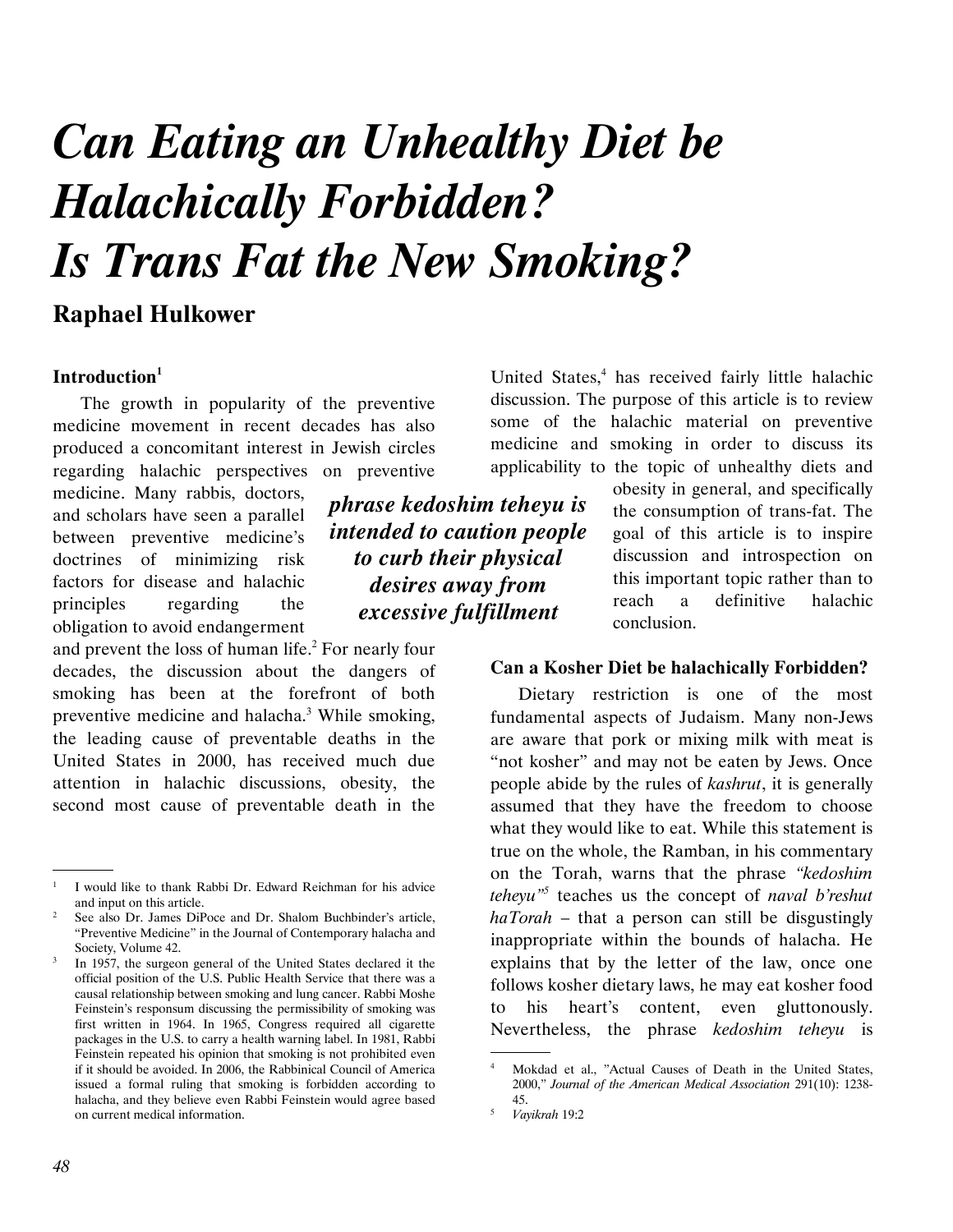# *Can Eating an Unhealthy Diet be Halachically Forbidden? Is Trans Fat the New Smoking?*

**Raphael Hulkower**

### Introduction[1]

The growth in popularity of the preventive medicine movement in recent decades has also produced a concomitant interest in Jewish circles regarding halachic perspectives on preventive medicine. Many rabbis, doctors, and scholars have seen a parallel between preventive medicine's doctrines of minimizing risk factors for disease and halachic principles regarding the obligation to avoid endangerment and prevent the loss of human life.[2] For nearly four decades, the discussion about the dangers of smoking has been at the forefront of both preventive medicine and halacha.[3] While smoking, the leading cause of preventable deaths in the United States in 2000, has received much due attention in halachic discussions, obesity, the second most cause of preventable death in the United States,[4] has received fairly little halachic discussion. The purpose of this article is to review some of the halachic material on preventive medicine and smoking in order to discuss its applicability to the topic of unhealthy diets and obesity in general, and specifically the consumption of trans-fat. The goal of this article is to inspire discussion and introspection on this important topic rather than to reach a definitive halachic conclusion.

***phrase kedoshim teheyu is intended to caution people to curb their physical desires away from excessive fulfillment***

### Can a Kosher Diet be halachically Forbidden?

Dietary restriction is one of the most fundamental aspects of Judaism. Many non-Jews are aware that pork or mixing milk with meat is "not kosher" and may not be eaten by Jews. Once people abide by the rules of *kashrut*, it is generally assumed that they have the freedom to choose what they would like to eat. While this statement is true on the whole, the Ramban, in his commentary on the Torah, warns that the phrase *"kedoshim teheyu"*[5] teaches us the concept of *naval b'reshut haTorah* – that a person can still be disgustingly inappropriate within the bounds of halacha. He explains that by the letter of the law, once one follows kosher dietary laws, he may eat kosher food to his heart's content, even gluttonously. Nevertheless, the phrase *kedoshim teheyu* is

---

[1] I would like to thank Rabbi Dr. Edward Reichman for his advice and input on this article.

[2] See also Dr. James DiPoce and Dr. Shalom Buchbinder's article, "Preventive Medicine" in the Journal of Contemporary halacha and Society, Volume 42.

[3] In 1957, the surgeon general of the United States declared it the official position of the U.S. Public Health Service that there was a causal relationship between smoking and lung cancer. Rabbi Moshe Feinstein's responsum discussing the permissibility of smoking was first written in 1964. In 1965, Congress required all cigarette packages in the U.S. to carry a health warning label. In 1981, Rabbi Feinstein repeated his opinion that smoking is not prohibited even if it should be avoided. In 2006, the Rabbinical Council of America issued a formal ruling that smoking is forbidden according to halacha, and they believe even Rabbi Feinstein would agree based on current medical information.

[4] Mokdad et al., "Actual Causes of Death in the United States, 2000," *Journal of the American Medical Association* 291(10): 1238-45.

[5] *Vayikrah* 19:2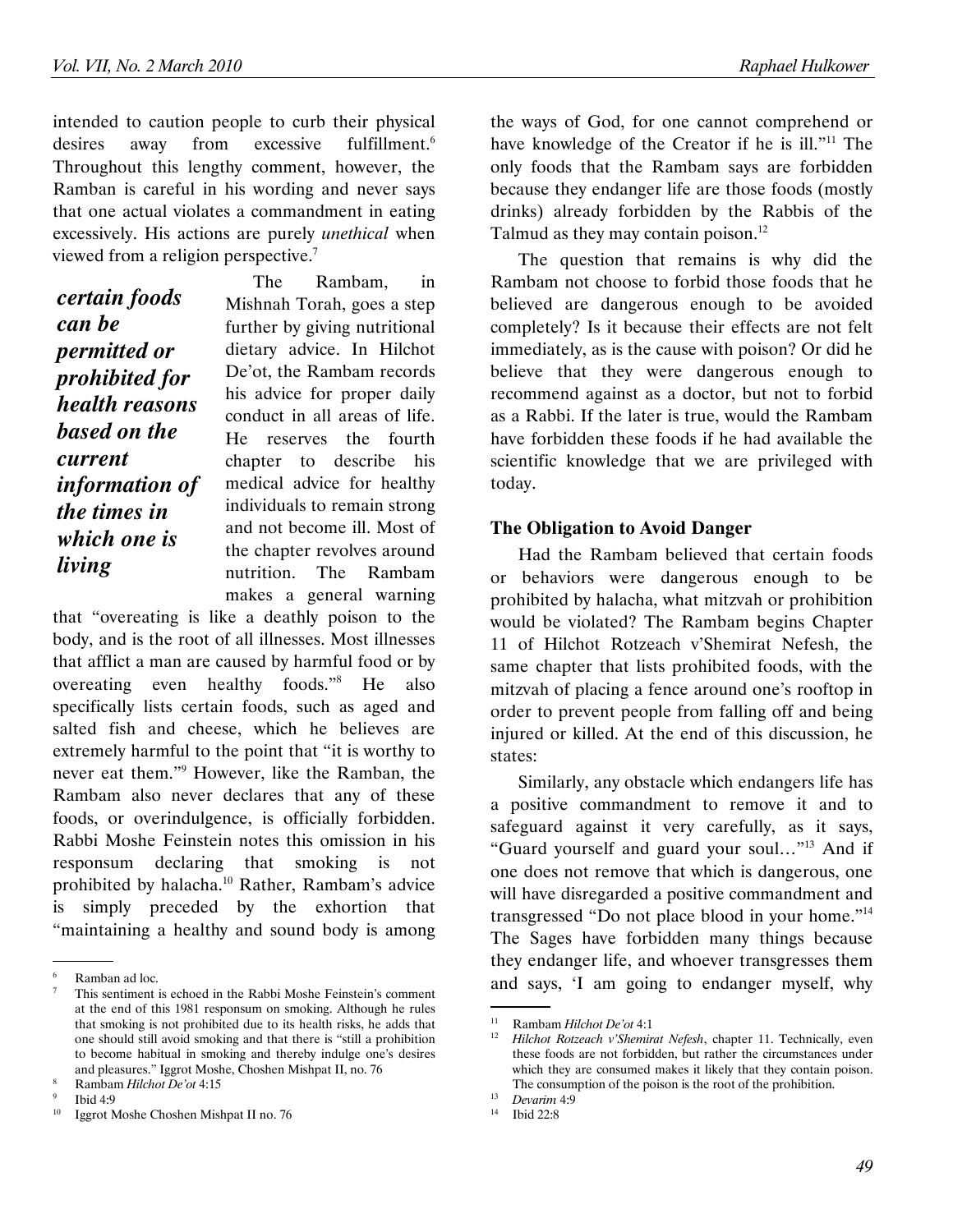intended to caution people to curb their physical desires away from excessive fulfillment.[6] Throughout this lengthy comment, however, the Ramban is careful in his wording and never says that one actual violates a commandment in eating excessively. His actions are purely *unethical* when viewed from a religion perspective.[7]

***certain foods can be permitted or prohibited for health reasons based on the current information of the times in which one is living***

The Rambam, in Mishnah Torah, goes a step further by giving nutritional dietary advice. In Hilchot De'ot, the Rambam records his advice for proper daily conduct in all areas of life. He reserves the fourth chapter to describe his medical advice for healthy individuals to remain strong and not become ill. Most of the chapter revolves around nutrition. The Rambam makes a general warning that "overeating is like a deathly poison to the body, and is the root of all illnesses. Most illnesses that afflict a man are caused by harmful food or by overeating even healthy foods."[8] He also specifically lists certain foods, such as aged and salted fish and cheese, which he believes are extremely harmful to the point that "it is worthy to never eat them."[9] However, like the Ramban, the Rambam also never declares that any of these foods, or overindulgence, is officially forbidden. Rabbi Moshe Feinstein notes this omission in his responsum declaring that smoking is not prohibited by halacha.[10] Rather, Rambam's advice is simply preceded by the exhortion that "maintaining a healthy and sound body is among the ways of God, for one cannot comprehend or have knowledge of the Creator if he is ill."[11] The only foods that the Rambam says are forbidden because they endanger life are those foods (mostly drinks) already forbidden by the Rabbis of the Talmud as they may contain poison.[12]

The question that remains is why did the Rambam not choose to forbid those foods that he believed are dangerous enough to be avoided completely? Is it because their effects are not felt immediately, as is the cause with poison? Or did he believe that they were dangerous enough to recommend against as a doctor, but not to forbid as a Rabbi. If the later is true, would the Rambam have forbidden these foods if he had available the scientific knowledge that we are privileged with today.

### The Obligation to Avoid Danger

Had the Rambam believed that certain foods or behaviors were dangerous enough to be prohibited by halacha, what mitzvah or prohibition would be violated? The Rambam begins Chapter 11 of Hilchot Rotzeach v'Shemirat Nefesh, the same chapter that lists prohibited foods, with the mitzvah of placing a fence around one's rooftop in order to prevent people from falling off and being injured or killed. At the end of this discussion, he states:

Similarly, any obstacle which endangers life has a positive commandment to remove it and to safeguard against it very carefully, as it says, "Guard yourself and guard your soul…"[13] And if one does not remove that which is dangerous, one will have disregarded a positive commandment and transgressed "Do not place blood in your home."[14] The Sages have forbidden many things because they endanger life, and whoever transgresses them and says, 'I am going to endanger myself, why

---

[6] Ramban ad loc.

[7] This sentiment is echoed in the Rabbi Moshe Feinstein's comment at the end of this 1981 responsum on smoking. Although he rules that smoking is not prohibited due to its health risks, he adds that one should still avoid smoking and that there is "still a prohibition to become habitual in smoking and thereby indulge one's desires and pleasures." Iggrot Moshe, Choshen Mishpat II, no. 76

[8] Rambam *Hilchot De'ot* 4:15

[9] Ibid 4:9

[10] Iggrot Moshe Choshen Mishpat II no. 76

[11] Rambam *Hilchot De'ot* 4:1

[12] *Hilchot Rotzeach v'Shemirat Nefesh*, chapter 11. Technically, even these foods are not forbidden, but rather the circumstances under which they are consumed makes it likely that they contain poison. The consumption of the poison is the root of the prohibition.

[13] *Devarim* 4:9

[14] Ibid 22:8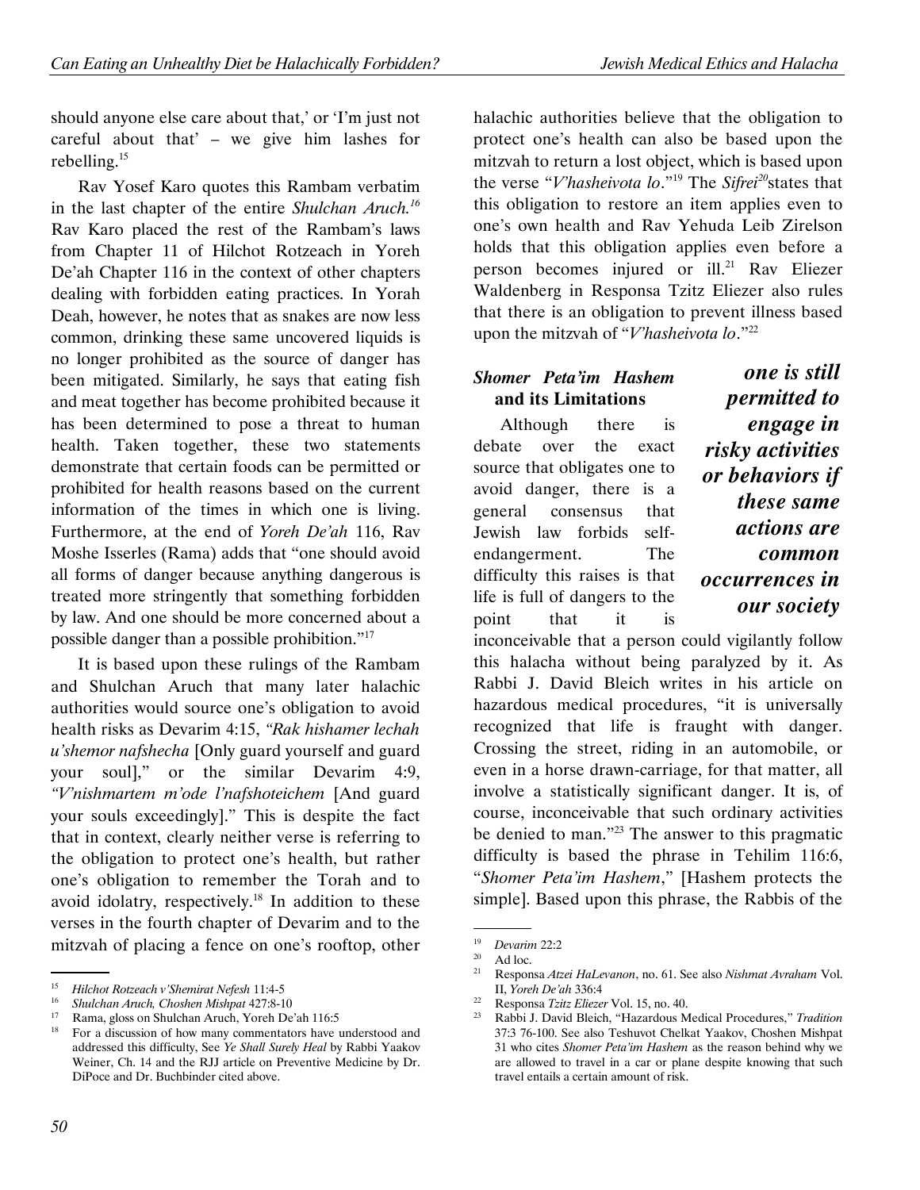should anyone else care about that,' or 'I'm just not careful about that' – we give him lashes for rebelling.[15]

Rav Yosef Karo quotes this Rambam verbatim in the last chapter of the entire *Shulchan Aruch.*[16] Rav Karo placed the rest of the Rambam's laws from Chapter 11 of Hilchot Rotzeach in Yoreh De'ah Chapter 116 in the context of other chapters dealing with forbidden eating practices. In Yorah Deah, however, he notes that as snakes are now less common, drinking these same uncovered liquids is no longer prohibited as the source of danger has been mitigated. Similarly, he says that eating fish and meat together has become prohibited because it has been determined to pose a threat to human health. Taken together, these two statements demonstrate that certain foods can be permitted or prohibited for health reasons based on the current information of the times in which one is living. Furthermore, at the end of *Yoreh De'ah* 116, Rav Moshe Isserles (Rama) adds that "one should avoid all forms of danger because anything dangerous is treated more stringently that something forbidden by law. And one should be more concerned about a possible danger than a possible prohibition."[17]

It is based upon these rulings of the Rambam and Shulchan Aruch that many later halachic authorities would source one's obligation to avoid health risks as Devarim 4:15, *"Rak hishamer lechah u'shemor nafshecha* [Only guard yourself and guard your soul]," or the similar Devarim 4:9, *"V'nishmartem m'ode l'nafshoteichem* [And guard your souls exceedingly]." This is despite the fact that in context, clearly neither verse is referring to the obligation to protect one's health, but rather one's obligation to remember the Torah and to avoid idolatry, respectively.[18] In addition to these verses in the fourth chapter of Devarim and to the mitzvah of placing a fence on one's rooftop, other halachic authorities believe that the obligation to protect one's health can also be based upon the mitzvah to return a lost object, which is based upon the verse "*V'hasheivota lo*."[19] The *Sifrei*[20] states that this obligation to restore an item applies even to one's own health and Rav Yehuda Leib Zirelson holds that this obligation applies even before a person becomes injured or ill.[21] Rav Eliezer Waldenberg in Responsa Tzitz Eliezer also rules that there is an obligation to prevent illness based upon the mitzvah of "*V'hasheivota lo*."[22]

### *Shomer Peta'im Hashem* and its Limitations

> ***one is still permitted to engage in risky activities or behaviors if these same actions are common occurrences in our society***

Although there is debate over the exact source that obligates one to avoid danger, there is a general consensus that Jewish law forbids self-endangerment. The difficulty this raises is that life is full of dangers to the point that it is inconceivable that a person could vigilantly follow this halacha without being paralyzed by it. As Rabbi J. David Bleich writes in his article on hazardous medical procedures, "it is universally recognized that life is fraught with danger. Crossing the street, riding in an automobile, or even in a horse drawn-carriage, for that matter, all involve a statistically significant danger. It is, of course, inconceivable that such ordinary activities be denied to man."[23] The answer to this pragmatic difficulty is based the phrase in Tehilim 116:6, "*Shomer Peta'im Hashem*," [Hashem protects the simple]. Based upon this phrase, the Rabbis of the

---

[15] *Hilchot Rotzeach v'Shemirat Nefesh* 11:4-5

[16] *Shulchan Aruch, Choshen Mishpat* 427:8-10

[17] Rama, gloss on Shulchan Aruch, Yoreh De'ah 116:5

[18] For a discussion of how many commentators have understood and addressed this difficulty, See *Ye Shall Surely Heal* by Rabbi Yaakov Weiner, Ch. 14 and the RJJ article on Preventive Medicine by Dr. DiPoce and Dr. Buchbinder cited above.

[19] *Devarim* 22:2

[20] Ad loc.

[21] Responsa *Atzei HaLevanon*, no. 61. See also *Nishmat Avraham* Vol. II, *Yoreh De'ah* 336:4

[22] Responsa *Tzitz Eliezer* Vol. 15, no. 40.

[23] Rabbi J. David Bleich, "Hazardous Medical Procedures," *Tradition* 37:3 76-100. See also Teshuvot Chelkat Yaakov, Choshen Mishpat 31 who cites *Shomer Peta'im Hashem* as the reason behind why we are allowed to travel in a car or plane despite knowing that such travel entails a certain amount of risk.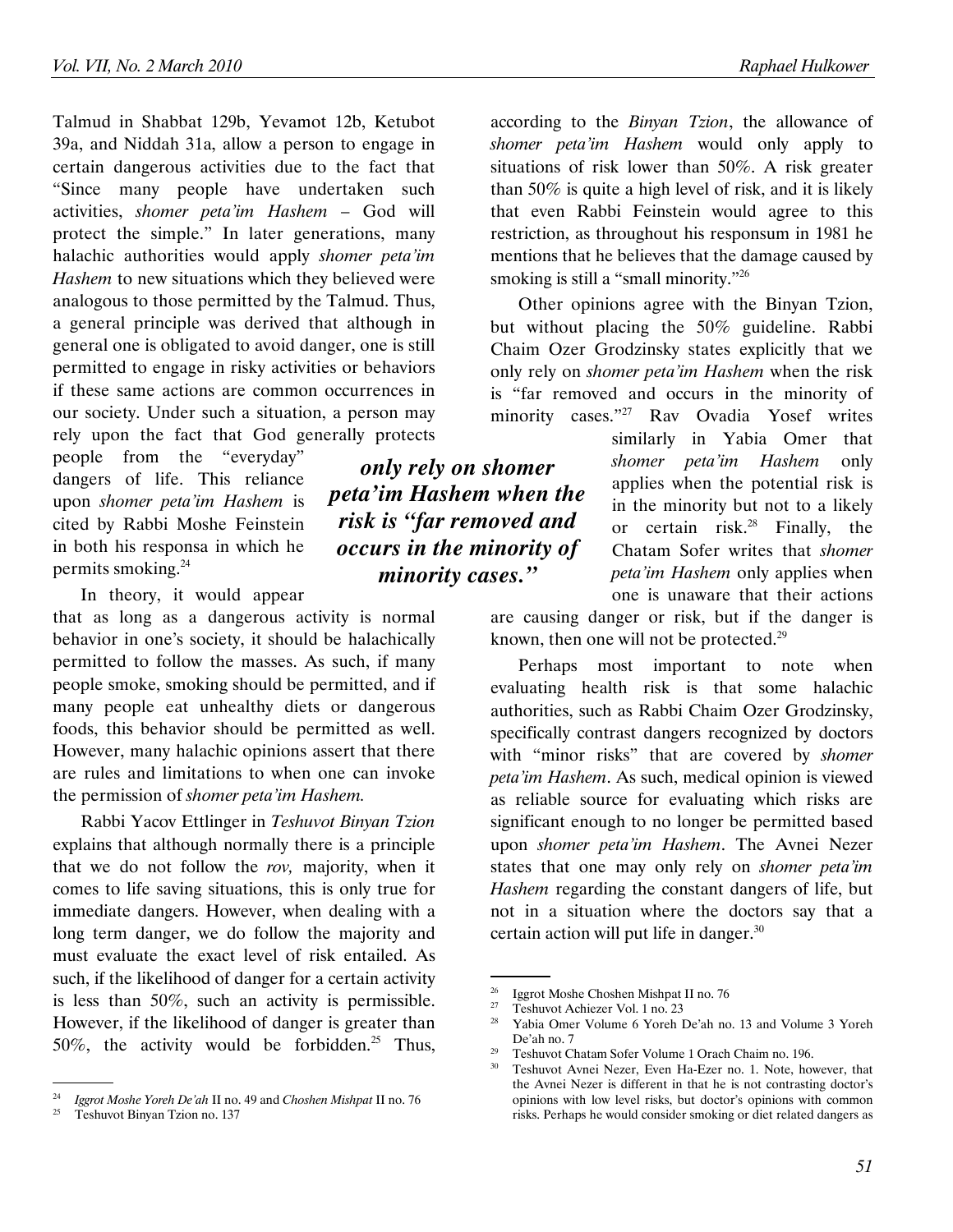Talmud in Shabbat 129b, Yevamot 12b, Ketubot 39a, and Niddah 31a, allow a person to engage in certain dangerous activities due to the fact that "Since many people have undertaken such activities, *shomer peta'im Hashem* – God will protect the simple." In later generations, many halachic authorities would apply *shomer peta'im Hashem* to new situations which they believed were analogous to those permitted by the Talmud. Thus, a general principle was derived that although in general one is obligated to avoid danger, one is still permitted to engage in risky activities or behaviors if these same actions are common occurrences in our society. Under such a situation, a person may rely upon the fact that God generally protects people from the "everyday" dangers of life. This reliance upon *shomer peta'im Hashem* is cited by Rabbi Moshe Feinstein in both his responsa in which he permits smoking.[24]

In theory, it would appear that as long as a dangerous activity is normal behavior in one's society, it should be halachically permitted to follow the masses. As such, if many people smoke, smoking should be permitted, and if many people eat unhealthy diets or dangerous foods, this behavior should be permitted as well. However, many halachic opinions assert that there are rules and limitations to when one can invoke the permission of *shomer peta'im Hashem.*

Rabbi Yacov Ettlinger in *Teshuvot Binyan Tzion* explains that although normally there is a principle that we do not follow the *rov,* majority, when it comes to life saving situations, this is only true for immediate dangers. However, when dealing with a long term danger, we do follow the majority and must evaluate the exact level of risk entailed. As such, if the likelihood of danger for a certain activity is less than 50%, such an activity is permissible. However, if the likelihood of danger is greater than 50%, the activity would be forbidden.[25] Thus, according to the *Binyan Tzion*, the allowance of *shomer peta'im Hashem* would only apply to situations of risk lower than 50%. A risk greater than 50% is quite a high level of risk, and it is likely that even Rabbi Feinstein would agree to this restriction, as throughout his responsum in 1981 he mentions that he believes that the damage caused by smoking is still a "small minority."[26]

Other opinions agree with the Binyan Tzion, but without placing the 50% guideline. Rabbi Chaim Ozer Grodzinsky states explicitly that we only rely on *shomer peta'im Hashem* when the risk is "far removed and occurs in the minority of minority cases."[27] Rav Ovadia Yosef writes similarly in Yabia Omer that *shomer peta'im Hashem* only applies when the potential risk is in the minority but not to a likely or certain risk.[28] Finally, the Chatam Sofer writes that *shomer peta'im Hashem* only applies when one is unaware that their actions are causing danger or risk, but if the danger is known, then one will not be protected.[29]

> ***only rely on shomer peta'im Hashem when the risk is "far removed and occurs in the minority of minority cases."***

Perhaps most important to note when evaluating health risk is that some halachic authorities, such as Rabbi Chaim Ozer Grodzinsky, specifically contrast dangers recognized by doctors with "minor risks" that are covered by *shomer peta'im Hashem*. As such, medical opinion is viewed as reliable source for evaluating which risks are significant enough to no longer be permitted based upon *shomer peta'im Hashem*. The Avnei Nezer states that one may only rely on *shomer peta'im Hashem* regarding the constant dangers of life, but not in a situation where the doctors say that a certain action will put life in danger.[30]

---

[24] *Iggrot Moshe Yoreh De'ah* II no. 49 and *Choshen Mishpat* II no. 76

[25] Teshuvot Binyan Tzion no. 137

[26] Iggrot Moshe Choshen Mishpat II no. 76

[27] Teshuvot Achiezer Vol. 1 no. 23

[28] Yabia Omer Volume 6 Yoreh De'ah no. 13 and Volume 3 Yoreh De'ah no. 7

[29] Teshuvot Chatam Sofer Volume 1 Orach Chaim no. 196.

[30] Teshuvot Avnei Nezer, Even Ha-Ezer no. 1. Note, however, that the Avnei Nezer is different in that he is not contrasting doctor's opinions with low level risks, but doctor's opinions with common risks. Perhaps he would consider smoking or diet related dangers as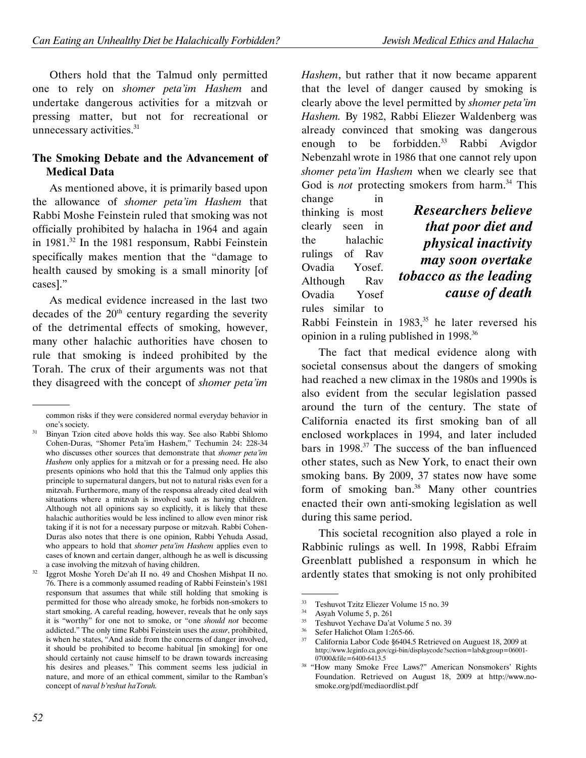Others hold that the Talmud only permitted one to rely on *shomer peta'im Hashem* and undertake dangerous activities for a mitzvah or pressing matter, but not for recreational or unnecessary activities.[31]

## The Smoking Debate and the Advancement of Medical Data

As mentioned above, it is primarily based upon the allowance of *shomer peta'im Hashem* that Rabbi Moshe Feinstein ruled that smoking was not officially prohibited by halacha in 1964 and again in 1981.[32] In the 1981 responsum, Rabbi Feinstein specifically makes mention that the "damage to health caused by smoking is a small minority [of cases]."

As medical evidence increased in the last two decades of the 20th century regarding the severity of the detrimental effects of smoking, however, many other halachic authorities have chosen to rule that smoking is indeed prohibited by the Torah. The crux of their arguments was not that they disagreed with the concept of *shomer peta'im Hashem*, but rather that it now became apparent that the level of danger caused by smoking is clearly above the level permitted by *shomer peta'im Hashem.* By 1982, Rabbi Eliezer Waldenberg was already convinced that smoking was dangerous enough to be forbidden.[33] Rabbi Avigdor Nebenzahl wrote in 1986 that one cannot rely upon *shomer peta'im Hashem* when we clearly see that God is *not* protecting smokers from harm.[34] This change in thinking is most clearly seen in the halachic rulings of Rav Ovadia Yosef. Although Rav Ovadia Yosef rules similar to Rabbi Feinstein in 1983,[35] he later reversed his opinion in a ruling published in 1998.[36]

***Researchers believe that poor diet and physical inactivity may soon overtake tobacco as the leading cause of death***

The fact that medical evidence along with societal consensus about the dangers of smoking had reached a new climax in the 1980s and 1990s is also evident from the secular legislation passed around the turn of the century. The state of California enacted its first smoking ban of all enclosed workplaces in 1994, and later included bars in 1998.[37] The success of the ban influenced other states, such as New York, to enact their own smoking bans. By 2009, 37 states now have some form of smoking ban.[38] Many other countries enacted their own anti-smoking legislation as well during this same period.

This societal recognition also played a role in Rabbinic rulings as well. In 1998, Rabbi Efraim Greenblatt published a responsum in which he ardently states that smoking is not only prohibited

---

common risks if they were considered normal everyday behavior in one's society.

31 Binyan Tzion cited above holds this way. See also Rabbi Shlomo Cohen-Duras, "Shomer Peta'im Hashem," Techumin 24: 228-34 who discusses other sources that demonstrate that *shomer peta'im Hashem* only applies for a mitzvah or for a pressing need. He also presents opinions who hold that this the Talmud only applies this principle to supernatural dangers, but not to natural risks even for a mitzvah. Furthermore, many of the responsa already cited deal with situations where a mitzvah is involved such as having children. Although not all opinions say so explicitly, it is likely that these halachic authorities would be less inclined to allow even minor risk taking if it is not for a necessary purpose or mitzvah. Rabbi Cohen-Duras also notes that there is one opinion, Rabbi Yehuda Assad, who appears to hold that *shomer peta'im Hashem* applies even to cases of known and certain danger, although he as well is discussing a case involving the mitzvah of having children.

32 Iggrot Moshe Yoreh De'ah II no. 49 and Choshen Mishpat II no. 76. There is a commonly assumed reading of Rabbi Feinstein's 1981 responsum that assumes that while still holding that smoking is permitted for those who already smoke, he forbids non-smokers to start smoking. A careful reading, however, reveals that he only says it is "worthy" for one not to smoke, or "one *should not* become addicted." The only time Rabbi Feinstein uses the *assur*, prohibited, is when he states, "And aside from the concerns of danger involved, it should be prohibited to become habitual [in smoking] for one should certainly not cause himself to be drawn towards increasing his desires and pleases." This comment seems less judicial in nature, and more of an ethical comment, similar to the Ramban's concept of *naval b'reshut haTorah.*

33 Teshuvot Tzitz Eliezer Volume 15 no. 39

34 Asyah Volume 5, p. 261

35 Teshuvot Yechave Da'at Volume 5 no. 39

36 Sefer Halichot Olam 1:265-66.

37 California Labor Code §6404.5 Retrieved on Auguest 18, 2009 at http://www.leginfo.ca.gov/cgi-bin/displaycode?section=lab&group=06001-07000&file=6400-6413.5

38 "How many Smoke Free Laws?" American Nonsmokers' Rights Foundation. Retrieved on August 18, 2009 at http://www.no-smoke.org/pdf/mediaordlist.pdf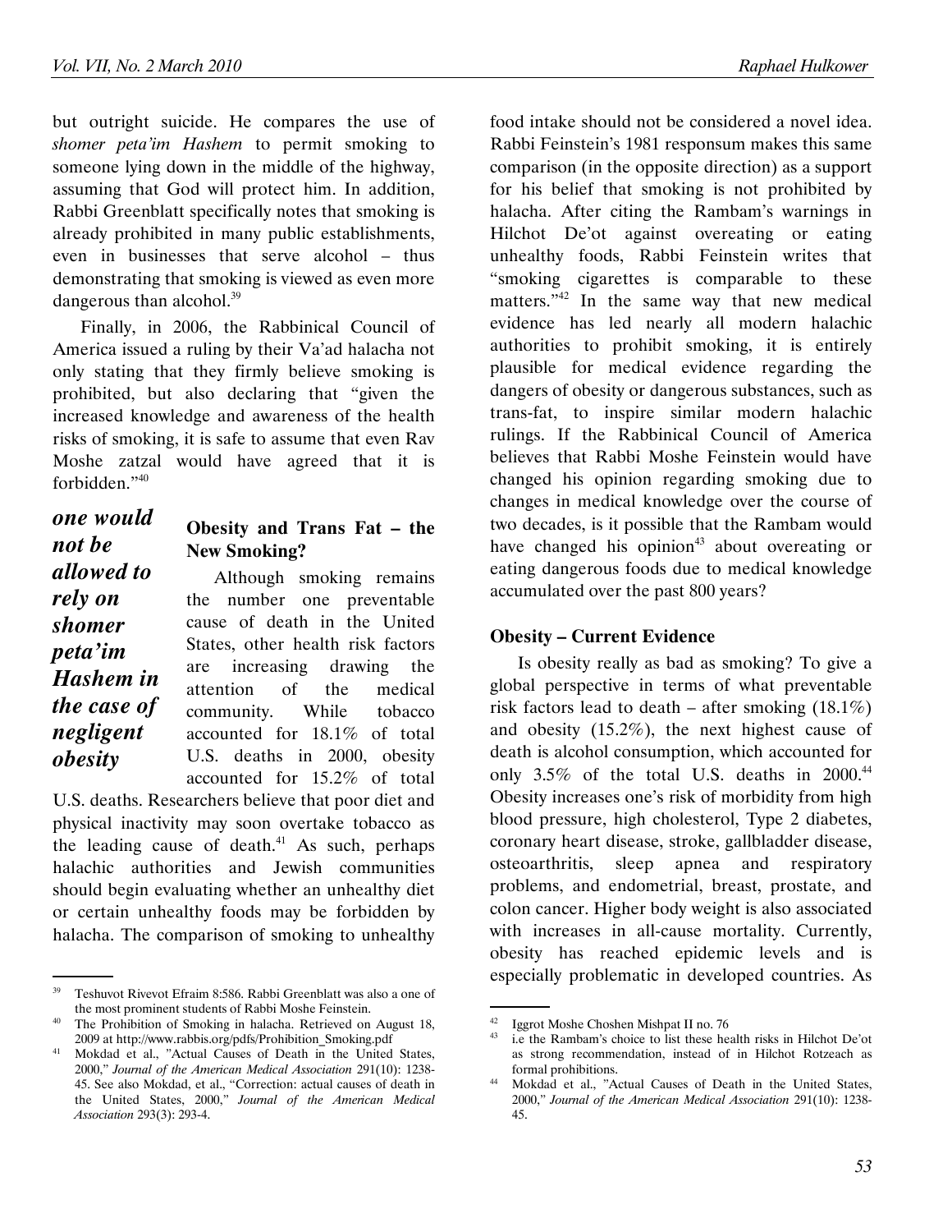but outright suicide. He compares the use of *shomer peta'im Hashem* to permit smoking to someone lying down in the middle of the highway, assuming that God will protect him. In addition, Rabbi Greenblatt specifically notes that smoking is already prohibited in many public establishments, even in businesses that serve alcohol – thus demonstrating that smoking is viewed as even more dangerous than alcohol.[39]

Finally, in 2006, the Rabbinical Council of America issued a ruling by their Va'ad halacha not only stating that they firmly believe smoking is prohibited, but also declaring that "given the increased knowledge and awareness of the health risks of smoking, it is safe to assume that even Rav Moshe zatzal would have agreed that it is forbidden."[40]

***one would not be allowed to rely on shomer peta'im Hashem in the case of negligent obesity***

### Obesity and Trans Fat – the New Smoking?

Although smoking remains the number one preventable cause of death in the United States, other health risk factors are increasing drawing the attention of the medical community. While tobacco accounted for 18.1% of total U.S. deaths in 2000, obesity accounted for 15.2% of total U.S. deaths. Researchers believe that poor diet and physical inactivity may soon overtake tobacco as the leading cause of death.[41] As such, perhaps halachic authorities and Jewish communities should begin evaluating whether an unhealthy diet or certain unhealthy foods may be forbidden by halacha. The comparison of smoking to unhealthy food intake should not be considered a novel idea. Rabbi Feinstein's 1981 responsum makes this same comparison (in the opposite direction) as a support for his belief that smoking is not prohibited by halacha. After citing the Rambam's warnings in Hilchot De'ot against overeating or eating unhealthy foods, Rabbi Feinstein writes that "smoking cigarettes is comparable to these matters."[42] In the same way that new medical evidence has led nearly all modern halachic authorities to prohibit smoking, it is entirely plausible for medical evidence regarding the dangers of obesity or dangerous substances, such as trans-fat, to inspire similar modern halachic rulings. If the Rabbinical Council of America believes that Rabbi Moshe Feinstein would have changed his opinion regarding smoking due to changes in medical knowledge over the course of two decades, is it possible that the Rambam would have changed his opinion[43] about overeating or eating dangerous foods due to medical knowledge accumulated over the past 800 years?

### Obesity – Current Evidence

Is obesity really as bad as smoking? To give a global perspective in terms of what preventable risk factors lead to death – after smoking (18.1%) and obesity (15.2%), the next highest cause of death is alcohol consumption, which accounted for only 3.5% of the total U.S. deaths in 2000.[44] Obesity increases one's risk of morbidity from high blood pressure, high cholesterol, Type 2 diabetes, coronary heart disease, stroke, gallbladder disease, osteoarthritis, sleep apnea and respiratory problems, and endometrial, breast, prostate, and colon cancer. Higher body weight is also associated with increases in all-cause mortality. Currently, obesity has reached epidemic levels and is especially problematic in developed countries. As

---

[39] Teshuvot Rivevot Efraim 8:586. Rabbi Greenblatt was also a one of the most prominent students of Rabbi Moshe Feinstein.

[40] The Prohibition of Smoking in halacha. Retrieved on August 18, 2009 at http://www.rabbis.org/pdfs/Prohibition_Smoking.pdf

[41] Mokdad et al., "Actual Causes of Death in the United States, 2000," *Journal of the American Medical Association* 291(10): 1238-45. See also Mokdad, et al., "Correction: actual causes of death in the United States, 2000," *Journal of the American Medical Association* 293(3): 293-4.

[42] Iggrot Moshe Choshen Mishpat II no. 76

[43] i.e the Rambam's choice to list these health risks in Hilchot De'ot as strong recommendation, instead of in Hilchot Rotzeach as formal prohibitions.

[44] Mokdad et al., "Actual Causes of Death in the United States, 2000," *Journal of the American Medical Association* 291(10): 1238-45.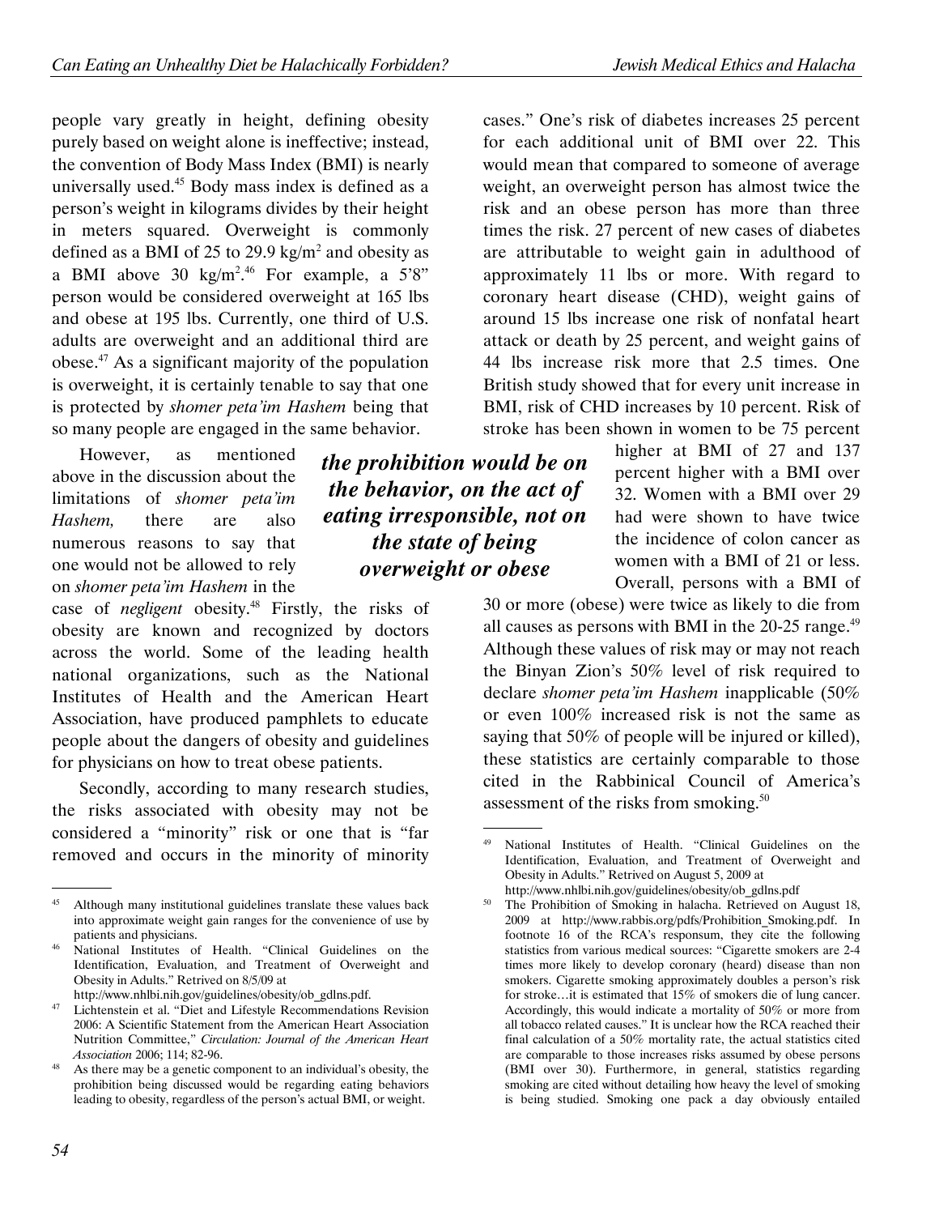people vary greatly in height, defining obesity purely based on weight alone is ineffective; instead, the convention of Body Mass Index (BMI) is nearly universally used.[45] Body mass index is defined as a person's weight in kilograms divides by their height in meters squared. Overweight is commonly defined as a BMI of 25 to 29.9 $kg/m^2$ and obesity as a BMI above 30 $kg/m^2$.[46] For example, a 5'8" person would be considered overweight at 165 lbs and obese at 195 lbs. Currently, one third of U.S. adults are overweight and an additional third are obese.[47] As a significant majority of the population is overweight, it is certainly tenable to say that one is protected by *shomer peta'im Hashem* being that so many people are engaged in the same behavior.

However, as mentioned above in the discussion about the limitations of *shomer peta'im Hashem,* there are also numerous reasons to say that one would not be allowed to rely on *shomer peta'im Hashem* in the case of *negligent* obesity.[48] Firstly, the risks of obesity are known and recognized by doctors across the world. Some of the leading health national organizations, such as the National Institutes of Health and the American Heart Association, have produced pamphlets to educate people about the dangers of obesity and guidelines for physicians on how to treat obese patients.

> ***the prohibition would be on the behavior, on the act of eating irresponsible, not on the state of being overweight or obese***

Secondly, according to many research studies, the risks associated with obesity may not be considered a "minority" risk or one that is "far removed and occurs in the minority of minority cases." One's risk of diabetes increases 25 percent for each additional unit of BMI over 22. This would mean that compared to someone of average weight, an overweight person has almost twice the risk and an obese person has more than three times the risk. 27 percent of new cases of diabetes are attributable to weight gain in adulthood of approximately 11 lbs or more. With regard to coronary heart disease (CHD), weight gains of around 15 lbs increase one risk of nonfatal heart attack or death by 25 percent, and weight gains of 44 lbs increase risk more that 2.5 times. One British study showed that for every unit increase in BMI, risk of CHD increases by 10 percent. Risk of stroke has been shown in women to be 75 percent higher at BMI of 27 and 137 percent higher with a BMI over 32. Women with a BMI over 29 had were shown to have twice the incidence of colon cancer as women with a BMI of 21 or less. Overall, persons with a BMI of 30 or more (obese) were twice as likely to die from all causes as persons with BMI in the 20-25 range.[49] Although these values of risk may or may not reach the Binyan Zion's 50% level of risk required to declare *shomer peta'im Hashem* inapplicable (50% or even 100% increased risk is not the same as saying that 50% of people will be injured or killed), these statistics are certainly comparable to those cited in the Rabbinical Council of America's assessment of the risks from smoking.[50]

---

[45] Although many institutional guidelines translate these values back into approximate weight gain ranges for the convenience of use by patients and physicians.

[46] National Institutes of Health. "Clinical Guidelines on the Identification, Evaluation, and Treatment of Overweight and Obesity in Adults." Retrived on 8/5/09 at http://www.nhlbi.nih.gov/guidelines/obesity/ob_gdlns.pdf.

[47] Lichtenstein et al. "Diet and Lifestyle Recommendations Revision 2006: A Scientific Statement from the American Heart Association Nutrition Committee," *Circulation: Journal of the American Heart Association* 2006; 114; 82-96.

[48] As there may be a genetic component to an individual's obesity, the prohibition being discussed would be regarding eating behaviors leading to obesity, regardless of the person's actual BMI, or weight.

[49] National Institutes of Health. "Clinical Guidelines on the Identification, Evaluation, and Treatment of Overweight and Obesity in Adults." Retrived on August 5, 2009 at http://www.nhlbi.nih.gov/guidelines/obesity/ob_gdlns.pdf

[50] The Prohibition of Smoking in halacha. Retrieved on August 18, 2009 at http://www.rabbis.org/pdfs/Prohibition_Smoking.pdf. In footnote 16 of the RCA's responsum, they cite the following statistics from various medical sources: "Cigarette smokers are 2-4 times more likely to develop coronary (heard) disease than non smokers. Cigarette smoking approximately doubles a person's risk for stroke…it is estimated that 15% of smokers die of lung cancer. Accordingly, this would indicate a mortality of 50% or more from all tobacco related causes." It is unclear how the RCA reached their final calculation of a 50% mortality rate, the actual statistics cited are comparable to those increases risks assumed by obese persons (BMI over 30). Furthermore, in general, statistics regarding smoking are cited without detailing how heavy the level of smoking is being studied. Smoking one pack a day obviously entailed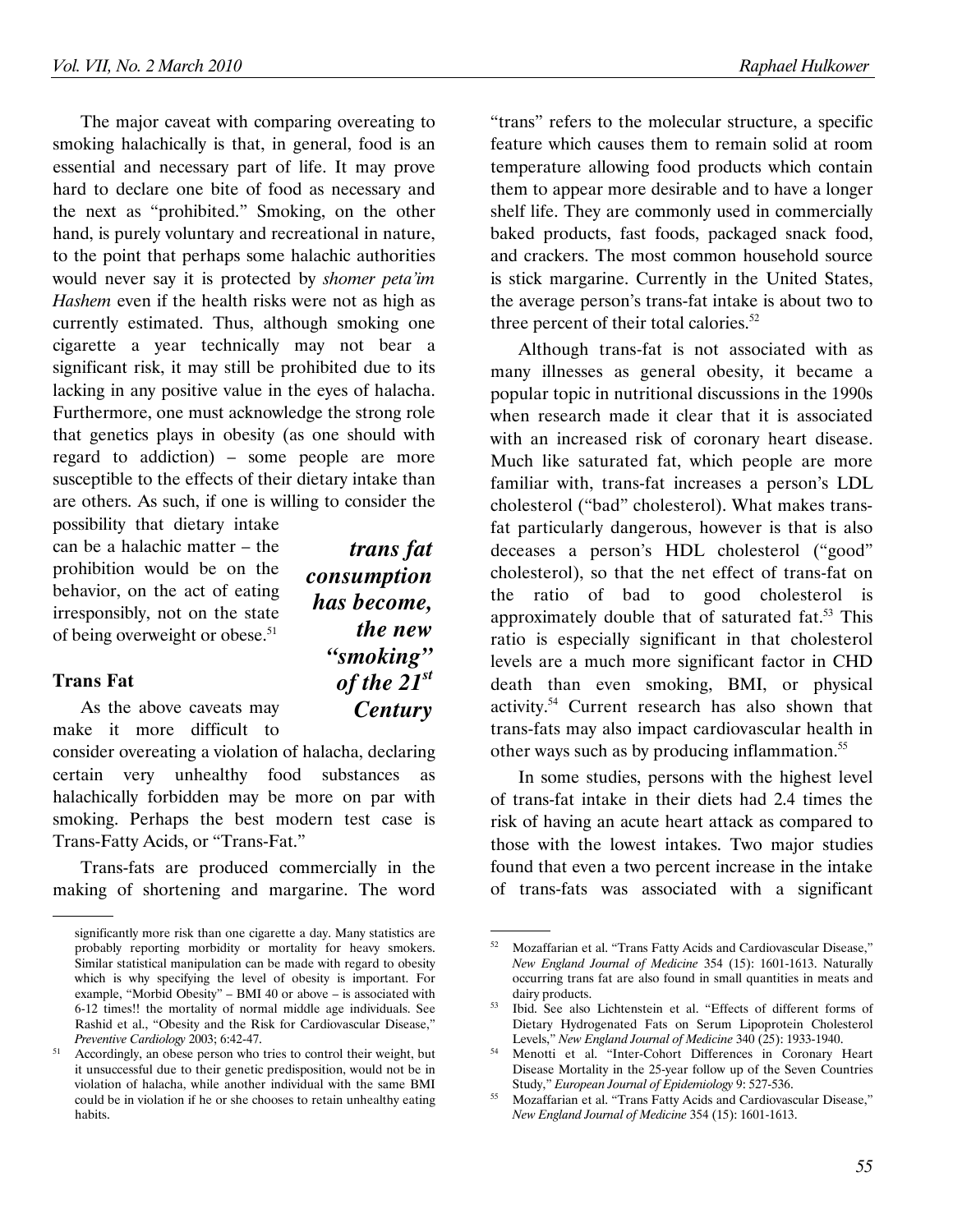The major caveat with comparing overeating to smoking halachically is that, in general, food is an essential and necessary part of life. It may prove hard to declare one bite of food as necessary and the next as "prohibited." Smoking, on the other hand, is purely voluntary and recreational in nature, to the point that perhaps some halachic authorities would never say it is protected by *shomer peta'im Hashem* even if the health risks were not as high as currently estimated. Thus, although smoking one cigarette a year technically may not bear a significant risk, it may still be prohibited due to its lacking in any positive value in the eyes of halacha. Furthermore, one must acknowledge the strong role that genetics plays in obesity (as one should with regard to addiction) – some people are more susceptible to the effects of their dietary intake than are others. As such, if one is willing to consider the possibility that dietary intake can be a halachic matter – the prohibition would be on the behavior, on the act of eating irresponsibly, not on the state of being overweight or obese.[51]

> ***trans fat consumption has become, the new "smoking" of the 21st Century***

## Trans Fat

As the above caveats may make it more difficult to consider overeating a violation of halacha, declaring certain very unhealthy food substances as halachically forbidden may be more on par with smoking. Perhaps the best modern test case is Trans-Fatty Acids, or "Trans-Fat."

Trans-fats are produced commercially in the making of shortening and margarine. The word "trans" refers to the molecular structure, a specific feature which causes them to remain solid at room temperature allowing food products which contain them to appear more desirable and to have a longer shelf life. They are commonly used in commercially baked products, fast foods, packaged snack food, and crackers. The most common household source is stick margarine. Currently in the United States, the average person's trans-fat intake is about two to three percent of their total calories.[52]

Although trans-fat is not associated with as many illnesses as general obesity, it became a popular topic in nutritional discussions in the 1990s when research made it clear that it is associated with an increased risk of coronary heart disease. Much like saturated fat, which people are more familiar with, trans-fat increases a person's LDL cholesterol ("bad" cholesterol). What makes trans-fat particularly dangerous, however is that is also deceases a person's HDL cholesterol ("good" cholesterol), so that the net effect of trans-fat on the ratio of bad to good cholesterol is approximately double that of saturated fat.[53] This ratio is especially significant in that cholesterol levels are a much more significant factor in CHD death than even smoking, BMI, or physical activity.[54] Current research has also shown that trans-fats may also impact cardiovascular health in other ways such as by producing inflammation.[55]

In some studies, persons with the highest level of trans-fat intake in their diets had 2.4 times the risk of having an acute heart attack as compared to those with the lowest intakes. Two major studies found that even a two percent increase in the intake of trans-fats was associated with a significant

---

significantly more risk than one cigarette a day. Many statistics are probably reporting morbidity or mortality for heavy smokers. Similar statistical manipulation can be made with regard to obesity which is why specifying the level of obesity is important. For example, "Morbid Obesity" – BMI 40 or above – is associated with 6-12 times!! the mortality of normal middle age individuals. See Rashid et al., "Obesity and the Risk for Cardiovascular Disease," *Preventive Cardiology* 2003; 6:42-47.

[51] Accordingly, an obese person who tries to control their weight, but it unsuccessful due to their genetic predisposition, would not be in violation of halacha, while another individual with the same BMI could be in violation if he or she chooses to retain unhealthy eating habits.

[52] Mozaffarian et al. "Trans Fatty Acids and Cardiovascular Disease," *New England Journal of Medicine* 354 (15): 1601-1613. Naturally occurring trans fat are also found in small quantities in meats and dairy products.

[53] Ibid. See also Lichtenstein et al. "Effects of different forms of Dietary Hydrogenated Fats on Serum Lipoprotein Cholesterol Levels," *New England Journal of Medicine* 340 (25): 1933-1940.

[54] Menotti et al. "Inter-Cohort Differences in Coronary Heart Disease Mortality in the 25-year follow up of the Seven Countries Study," *European Journal of Epidemiology* 9: 527-536.

[55] Mozaffarian et al. "Trans Fatty Acids and Cardiovascular Disease," *New England Journal of Medicine* 354 (15): 1601-1613.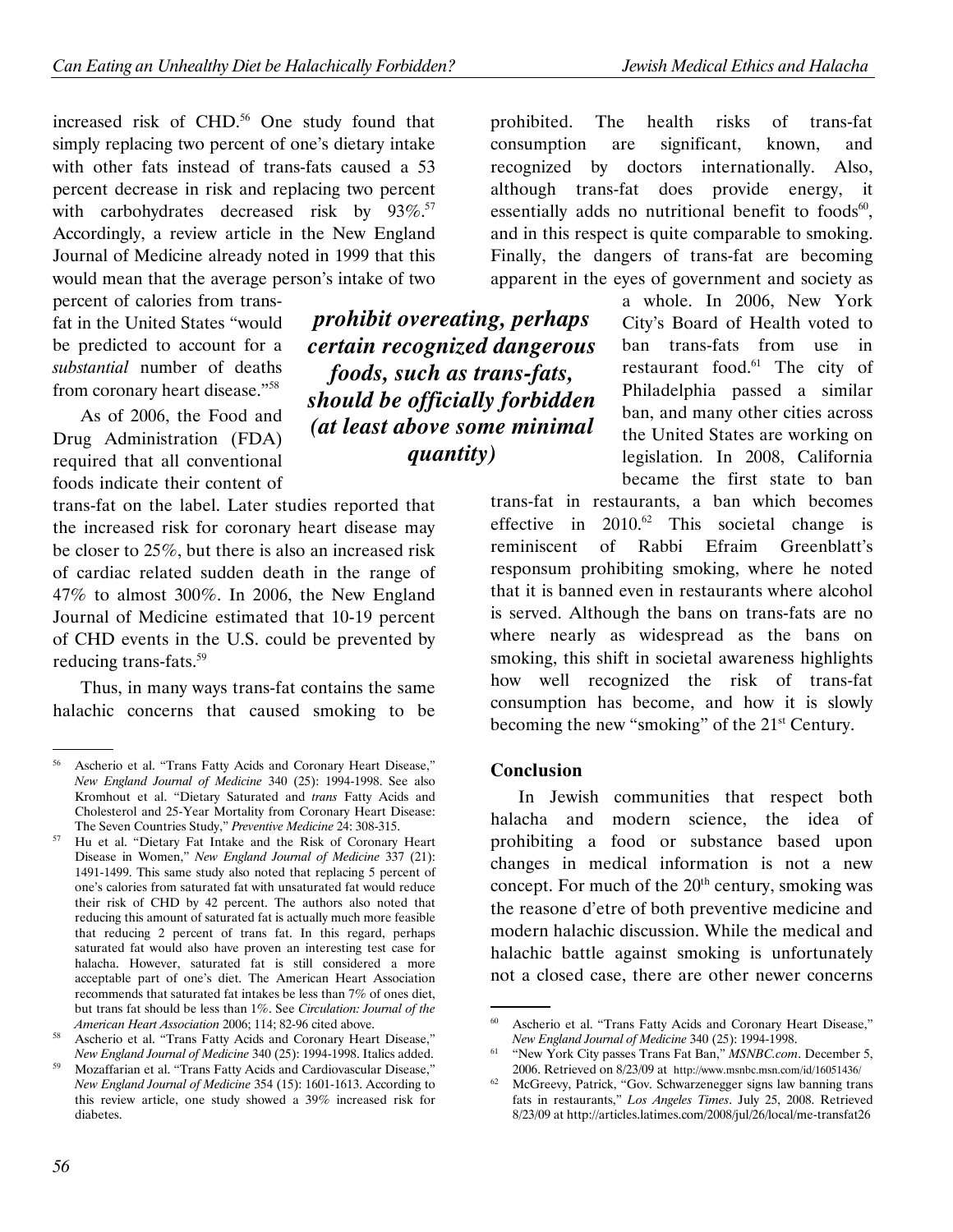increased risk of CHD.[56] One study found that simply replacing two percent of one's dietary intake with other fats instead of trans-fats caused a 53 percent decrease in risk and replacing two percent with carbohydrates decreased risk by 93%.[57] Accordingly, a review article in the New England Journal of Medicine already noted in 1999 that this would mean that the average person's intake of two percent of calories from trans-fat in the United States "would be predicted to account for a *substantial* number of deaths from coronary heart disease."[58]

As of 2006, the Food and Drug Administration (FDA) required that all conventional foods indicate their content of trans-fat on the label. Later studies reported that the increased risk for coronary heart disease may be closer to 25%, but there is also an increased risk of cardiac related sudden death in the range of 47% to almost 300%. In 2006, the New England Journal of Medicine estimated that 10-19 percent of CHD events in the U.S. could be prevented by reducing trans-fats.[59]

Thus, in many ways trans-fat contains the same halachic concerns that caused smoking to be prohibited. The health risks of trans-fat consumption are significant, known, and recognized by doctors internationally. Also, although trans-fat does provide energy, it essentially adds no nutritional benefit to foods[60], and in this respect is quite comparable to smoking. Finally, the dangers of trans-fat are becoming apparent in the eyes of government and society as a whole. In 2006, New York City's Board of Health voted to ban trans-fats from use in restaurant food.[61] The city of Philadelphia passed a similar ban, and many other cities across the United States are working on legislation. In 2008, California became the first state to ban trans-fat in restaurants, a ban which becomes effective in 2010.[62] This societal change is reminiscent of Rabbi Efraim Greenblatt's responsum prohibiting smoking, where he noted that it is banned even in restaurants where alcohol is served. Although the bans on trans-fats are no where nearly as widespread as the bans on smoking, this shift in societal awareness highlights how well recognized the risk of trans-fat consumption has become, and how it is slowly becoming the new "smoking" of the 21st Century.

***prohibit overeating, perhaps certain recognized dangerous foods, such as trans-fats, should be officially forbidden (at least above some minimal quantity)***

## Conclusion

In Jewish communities that respect both halacha and modern science, the idea of prohibiting a food or substance based upon changes in medical information is not a new concept. For much of the 20th century, smoking was the reasone d'etre of both preventive medicine and modern halachic discussion. While the medical and halachic battle against smoking is unfortunately not a closed case, there are other newer concerns

---

[56] Ascherio et al. "Trans Fatty Acids and Coronary Heart Disease," *New England Journal of Medicine* 340 (25): 1994-1998. See also Kromhout et al. "Dietary Saturated and *trans* Fatty Acids and Cholesterol and 25-Year Mortality from Coronary Heart Disease: The Seven Countries Study," *Preventive Medicine* 24: 308-315.

[57] Hu et al. "Dietary Fat Intake and the Risk of Coronary Heart Disease in Women," *New England Journal of Medicine* 337 (21): 1491-1499. This same study also noted that replacing 5 percent of one's calories from saturated fat with unsaturated fat would reduce their risk of CHD by 42 percent. The authors also noted that reducing this amount of saturated fat is actually much more feasible that reducing 2 percent of trans fat. In this regard, perhaps saturated fat would also have proven an interesting test case for halacha. However, saturated fat is still considered a more acceptable part of one's diet. The American Heart Association recommends that saturated fat intakes be less than 7% of ones diet, but trans fat should be less than 1%. See *Circulation: Journal of the American Heart Association* 2006; 114; 82-96 cited above.

[58] Ascherio et al. "Trans Fatty Acids and Coronary Heart Disease," *New England Journal of Medicine* 340 (25): 1994-1998. Italics added.

[59] Mozaffarian et al. "Trans Fatty Acids and Cardiovascular Disease," *New England Journal of Medicine* 354 (15): 1601-1613. According to this review article, one study showed a 39% increased risk for diabetes.

[60] Ascherio et al. "Trans Fatty Acids and Coronary Heart Disease," *New England Journal of Medicine* 340 (25): 1994-1998.

[61] "New York City passes Trans Fat Ban," *MSNBC.com*. December 5, 2006. Retrieved on 8/23/09 at http://www.msnbc.msn.com/id/16051436/

[62] McGreevy, Patrick, "Gov. Schwarzenegger signs law banning trans fats in restaurants," *Los Angeles Times*. July 25, 2008. Retrieved 8/23/09 at http://articles.latimes.com/2008/jul/26/local/me-transfat26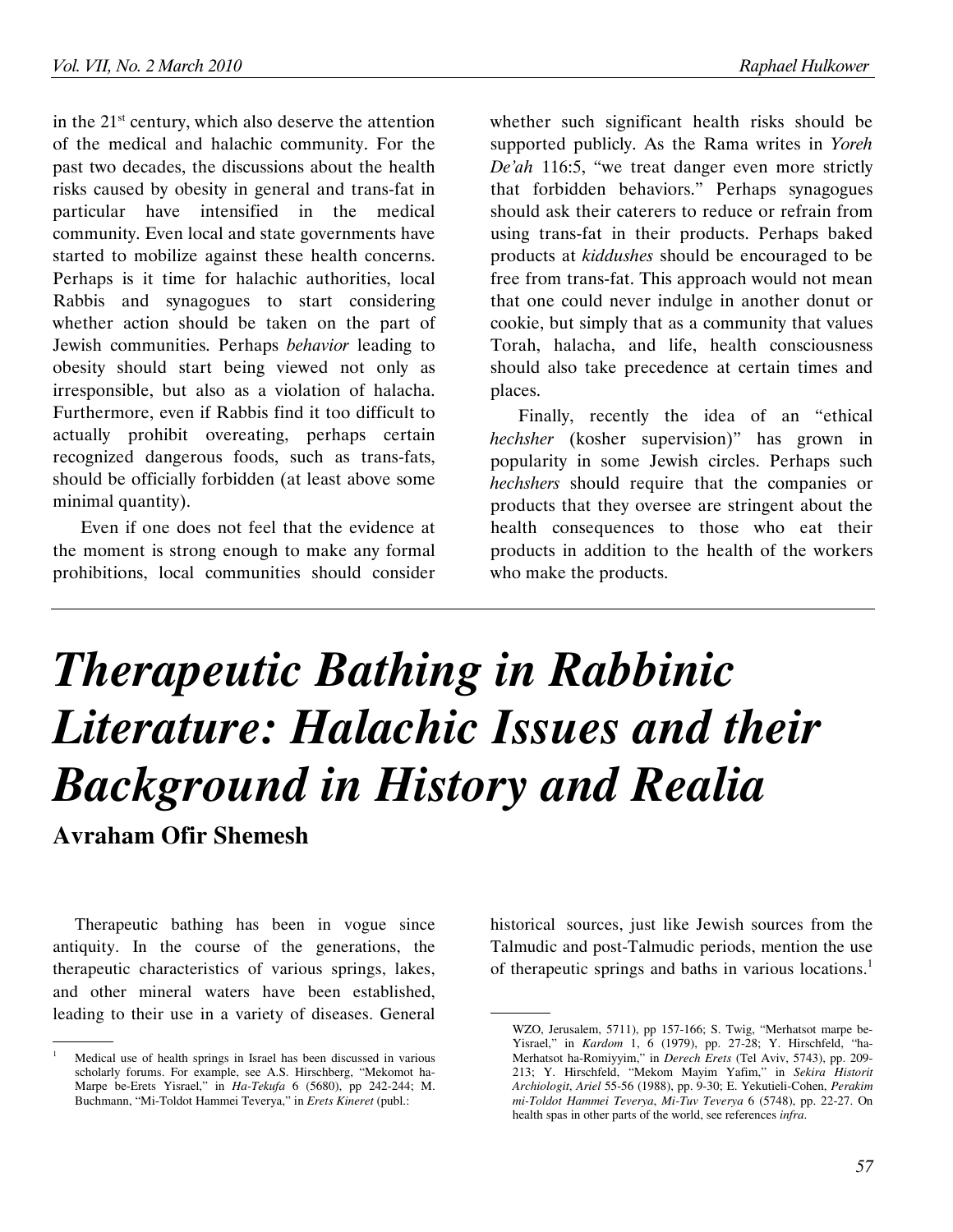in the 21st century, which also deserve the attention of the medical and halachic community. For the past two decades, the discussions about the health risks caused by obesity in general and trans-fat in particular have intensified in the medical community. Even local and state governments have started to mobilize against these health concerns. Perhaps is it time for halachic authorities, local Rabbis and synagogues to start considering whether action should be taken on the part of Jewish communities. Perhaps *behavior* leading to obesity should start being viewed not only as irresponsible, but also as a violation of halacha. Furthermore, even if Rabbis find it too difficult to actually prohibit overeating, perhaps certain recognized dangerous foods, such as trans-fats, should be officially forbidden (at least above some minimal quantity).

Even if one does not feel that the evidence at the moment is strong enough to make any formal prohibitions, local communities should consider whether such significant health risks should be supported publicly. As the Rama writes in *Yoreh De'ah* 116:5, "we treat danger even more strictly that forbidden behaviors." Perhaps synagogues should ask their caterers to reduce or refrain from using trans-fat in their products. Perhaps baked products at *kiddushes* should be encouraged to be free from trans-fat. This approach would not mean that one could never indulge in another donut or cookie, but simply that as a community that values Torah, halacha, and life, health consciousness should also take precedence at certain times and places.

Finally, recently the idea of an "ethical *hechsher* (kosher supervision)" has grown in popularity in some Jewish circles. Perhaps such *hechshers* should require that the companies or products that they oversee are stringent about the health consequences to those who eat their products in addition to the health of the workers who make the products.

---

# *Therapeutic Bathing in Rabbinic Literature: Halachic Issues and their Background in History and Realia*

**Avraham Ofir Shemesh**

Therapeutic bathing has been in vogue since antiquity. In the course of the generations, the therapeutic characteristics of various springs, lakes, and other mineral waters have been established, leading to their use in a variety of diseases. General historical sources, just like Jewish sources from the Talmudic and post-Talmudic periods, mention the use of therapeutic springs and baths in various locations.[1]

---

[1] Medical use of health springs in Israel has been discussed in various scholarly forums. For example, see A.S. Hirschberg, "Mekomot ha-Marpe be-Erets Yisrael," in *Ha-Tekufa* 6 (5680), pp 242-244; M. Buchmann, "Mi-Toldot Hammei Teverya," in *Erets Kineret* (publ.: WZO, Jerusalem, 5711), pp 157-166; S. Twig, "Merhatsot marpe be-Yisrael," in *Kardom* 1, 6 (1979), pp. 27-28; Y. Hirschfeld, "ha-Merhatsot ha-Romiyyim," in *Derech Erets* (Tel Aviv, 5743), pp. 209-213; Y. Hirschfeld, "Mekom Mayim Yafim," in *Sekira Historit Archiologit*, *Ariel* 55-56 (1988), pp. 9-30; E. Yekutieli-Cohen, *Perakim mi-Toldot Hammei Teverya*, *Mi-Tuv Teverya* 6 (5748), pp. 22-27. On health spas in other parts of the world, see references *infra*.